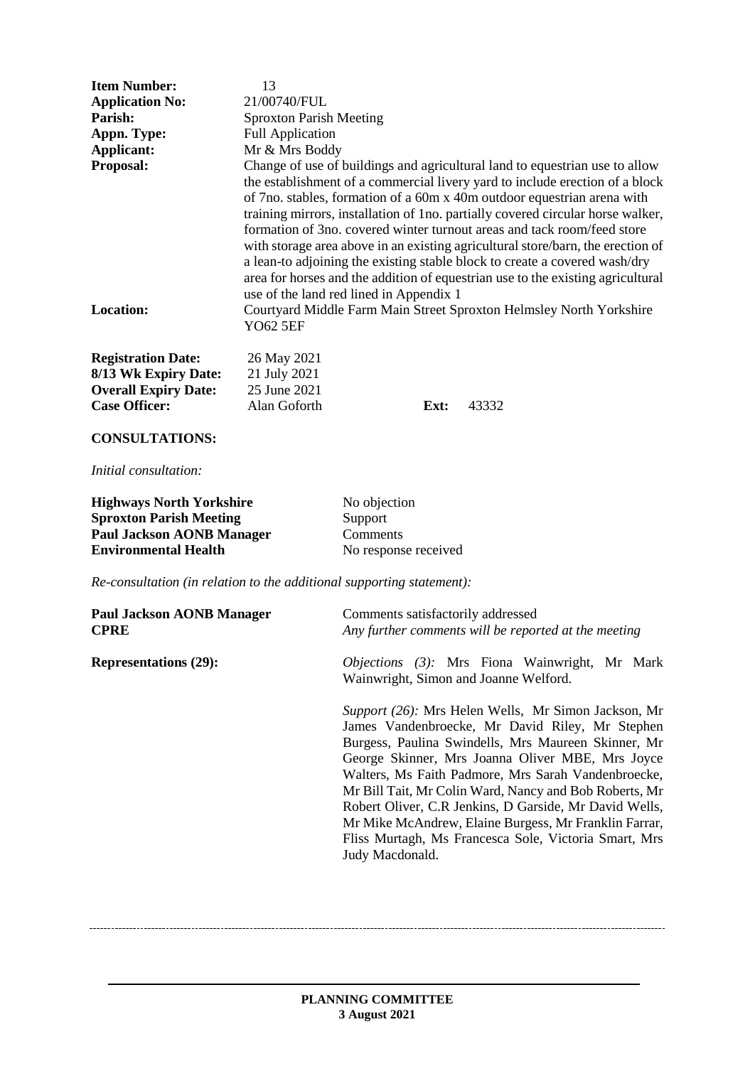| | |
|---|---|
| **Item Number:** | 13 |
| **Application No:** | 21/00740/FUL |
| **Parish:** | Sproxton Parish Meeting |
| **Appn. Type:** | Full Application |
| **Applicant:** | Mr & Mrs Boddy |
| **Proposal:** | Change of use of buildings and agricultural land to equestrian use to allow the establishment of a commercial livery yard to include erection of a block of 7no. stables, formation of a 60m x 40m outdoor equestrian arena with training mirrors, installation of 1no. partially covered circular horse walker, formation of 3no. covered winter turnout areas and tack room/feed store with storage area above in an existing agricultural store/barn, the erection of a lean-to adjoining the existing stable block to create a covered wash/dry area for horses and the addition of equestrian use to the existing agricultural use of the land red lined in Appendix 1 |
| **Location:** | Courtyard Middle Farm Main Street Sproxton Helmsley North Yorkshire YO62 5EF |

| | | | |
|---|---|---|---|
| **Registration Date:** | 26 May 2021 | | |
| **8/13 Wk Expiry Date:** | 21 July 2021 | | |
| **Overall Expiry Date:** | 25 June 2021 | | |
| **Case Officer:** | Alan Goforth | **Ext:** | 43332 |

**CONSULTATIONS:**

*Initial consultation:*

| | |
|---|---|
| **Highways North Yorkshire** | No objection |
| **Sproxton Parish Meeting** | Support |
| **Paul Jackson AONB Manager** | Comments |
| **Environmental Health** | No response received |

*Re-consultation (in relation to the additional supporting statement):*

| | |
|---|---|
| **Paul Jackson AONB Manager** | Comments satisfactorily addressed |
| **CPRE** | *Any further comments will be reported at the meeting* |

**Representations (29):**

*Objections (3):* Mrs Fiona Wainwright, Mr Mark Wainwright, Simon and Joanne Welford.

*Support (26):* Mrs Helen Wells, Mr Simon Jackson, Mr James Vandenbroecke, Mr David Riley, Mr Stephen Burgess, Paulina Swindells, Mrs Maureen Skinner, Mr George Skinner, Mrs Joanna Oliver MBE, Mrs Joyce Walters, Ms Faith Padmore, Mrs Sarah Vandenbroecke, Mr Bill Tait, Mr Colin Ward, Nancy and Bob Roberts, Mr Robert Oliver, C.R Jenkins, D Garside, Mr David Wells, Mr Mike McAndrew, Elaine Burgess, Mr Franklin Farrar, Fliss Murtagh, Ms Francesca Sole, Victoria Smart, Mrs Judy Macdonald.

---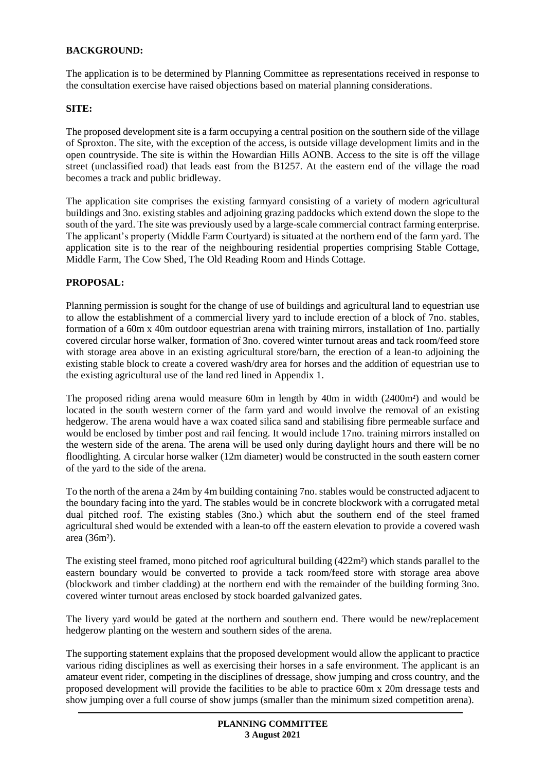**BACKGROUND:**

The application is to be determined by Planning Committee as representations received in response to the consultation exercise have raised objections based on material planning considerations.

**SITE:**

The proposed development site is a farm occupying a central position on the southern side of the village of Sproxton. The site, with the exception of the access, is outside village development limits and in the open countryside. The site is within the Howardian Hills AONB. Access to the site is off the village street (unclassified road) that leads east from the B1257. At the eastern end of the village the road becomes a track and public bridleway.

The application site comprises the existing farmyard consisting of a variety of modern agricultural buildings and 3no. existing stables and adjoining grazing paddocks which extend down the slope to the south of the yard. The site was previously used by a large-scale commercial contract farming enterprise. The applicant's property (Middle Farm Courtyard) is situated at the northern end of the farm yard. The application site is to the rear of the neighbouring residential properties comprising Stable Cottage, Middle Farm, The Cow Shed, The Old Reading Room and Hinds Cottage.

**PROPOSAL:**

Planning permission is sought for the change of use of buildings and agricultural land to equestrian use to allow the establishment of a commercial livery yard to include erection of a block of 7no. stables, formation of a 60m x 40m outdoor equestrian arena with training mirrors, installation of 1no. partially covered circular horse walker, formation of 3no. covered winter turnout areas and tack room/feed store with storage area above in an existing agricultural store/barn, the erection of a lean-to adjoining the existing stable block to create a covered wash/dry area for horses and the addition of equestrian use to the existing agricultural use of the land red lined in Appendix 1.

The proposed riding arena would measure 60m in length by 40m in width (2400m²) and would be located in the south western corner of the farm yard and would involve the removal of an existing hedgerow. The arena would have a wax coated silica sand and stabilising fibre permeable surface and would be enclosed by timber post and rail fencing. It would include 17no. training mirrors installed on the western side of the arena. The arena will be used only during daylight hours and there will be no floodlighting. A circular horse walker (12m diameter) would be constructed in the south eastern corner of the yard to the side of the arena.

To the north of the arena a 24m by 4m building containing 7no. stables would be constructed adjacent to the boundary facing into the yard. The stables would be in concrete blockwork with a corrugated metal dual pitched roof. The existing stables (3no.) which abut the southern end of the steel framed agricultural shed would be extended with a lean-to off the eastern elevation to provide a covered wash area (36m²).

The existing steel framed, mono pitched roof agricultural building (422m²) which stands parallel to the eastern boundary would be converted to provide a tack room/feed store with storage area above (blockwork and timber cladding) at the northern end with the remainder of the building forming 3no. covered winter turnout areas enclosed by stock boarded galvanized gates.

The livery yard would be gated at the northern and southern end. There would be new/replacement hedgerow planting on the western and southern sides of the arena.

The supporting statement explains that the proposed development would allow the applicant to practice various riding disciplines as well as exercising their horses in a safe environment. The applicant is an amateur event rider, competing in the disciplines of dressage, show jumping and cross country, and the proposed development will provide the facilities to be able to practice 60m x 20m dressage tests and show jumping over a full course of show jumps (smaller than the minimum sized competition arena).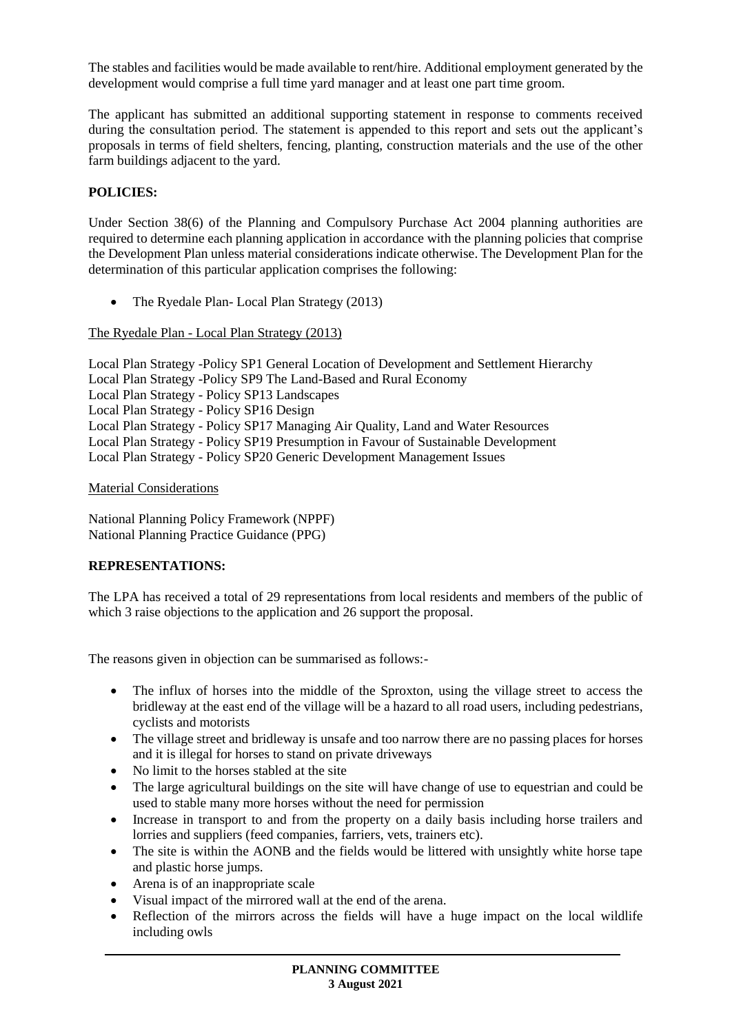The stables and facilities would be made available to rent/hire. Additional employment generated by the development would comprise a full time yard manager and at least one part time groom.

The applicant has submitted an additional supporting statement in response to comments received during the consultation period. The statement is appended to this report and sets out the applicant's proposals in terms of field shelters, fencing, planting, construction materials and the use of the other farm buildings adjacent to the yard.

**POLICIES:**

Under Section 38(6) of the Planning and Compulsory Purchase Act 2004 planning authorities are required to determine each planning application in accordance with the planning policies that comprise the Development Plan unless material considerations indicate otherwise. The Development Plan for the determination of this particular application comprises the following:

- The Ryedale Plan- Local Plan Strategy (2013)

The Ryedale Plan - Local Plan Strategy (2013)

Local Plan Strategy -Policy SP1 General Location of Development and Settlement Hierarchy
Local Plan Strategy -Policy SP9 The Land-Based and Rural Economy
Local Plan Strategy - Policy SP13 Landscapes
Local Plan Strategy - Policy SP16 Design
Local Plan Strategy - Policy SP17 Managing Air Quality, Land and Water Resources
Local Plan Strategy - Policy SP19 Presumption in Favour of Sustainable Development
Local Plan Strategy - Policy SP20 Generic Development Management Issues

Material Considerations

National Planning Policy Framework (NPPF)
National Planning Practice Guidance (PPG)

**REPRESENTATIONS:**

The LPA has received a total of 29 representations from local residents and members of the public of which 3 raise objections to the application and 26 support the proposal.

The reasons given in objection can be summarised as follows:-

- The influx of horses into the middle of the Sproxton, using the village street to access the bridleway at the east end of the village will be a hazard to all road users, including pedestrians, cyclists and motorists
- The village street and bridleway is unsafe and too narrow there are no passing places for horses and it is illegal for horses to stand on private driveways
- No limit to the horses stabled at the site
- The large agricultural buildings on the site will have change of use to equestrian and could be used to stable many more horses without the need for permission
- Increase in transport to and from the property on a daily basis including horse trailers and lorries and suppliers (feed companies, farriers, vets, trainers etc).
- The site is within the AONB and the fields would be littered with unsightly white horse tape and plastic horse jumps.
- Arena is of an inappropriate scale
- Visual impact of the mirrored wall at the end of the arena.
- Reflection of the mirrors across the fields will have a huge impact on the local wildlife including owls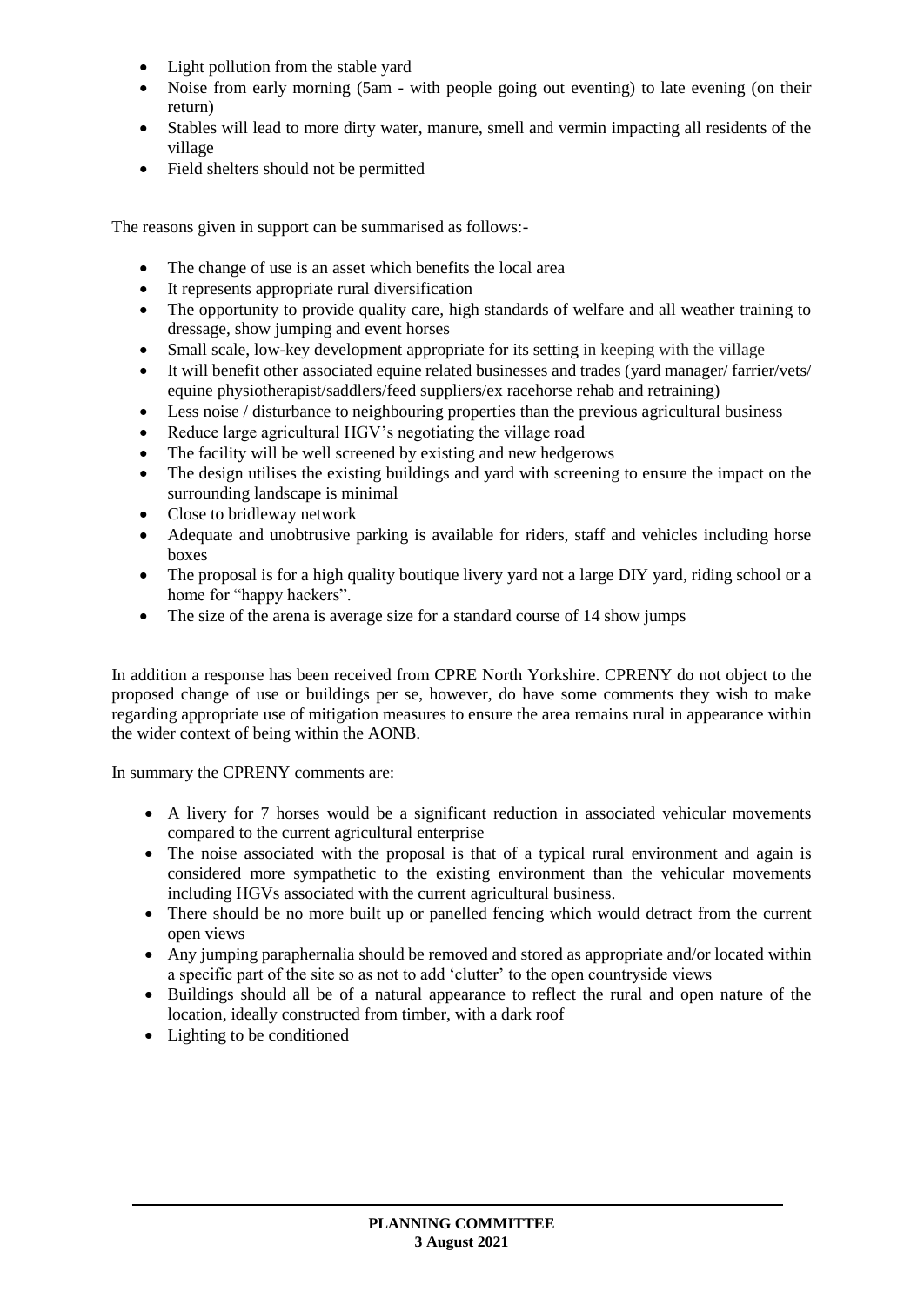- Light pollution from the stable yard
- Noise from early morning (5am - with people going out eventing) to late evening (on their return)
- Stables will lead to more dirty water, manure, smell and vermin impacting all residents of the village
- Field shelters should not be permitted

The reasons given in support can be summarised as follows:-

- The change of use is an asset which benefits the local area
- It represents appropriate rural diversification
- The opportunity to provide quality care, high standards of welfare and all weather training to dressage, show jumping and event horses
- Small scale, low-key development appropriate for its setting in keeping with the village
- It will benefit other associated equine related businesses and trades (yard manager/ farrier/vets/ equine physiotherapist/saddlers/feed suppliers/ex racehorse rehab and retraining)
- Less noise / disturbance to neighbouring properties than the previous agricultural business
- Reduce large agricultural HGV's negotiating the village road
- The facility will be well screened by existing and new hedgerows
- The design utilises the existing buildings and yard with screening to ensure the impact on the surrounding landscape is minimal
- Close to bridleway network
- Adequate and unobtrusive parking is available for riders, staff and vehicles including horse boxes
- The proposal is for a high quality boutique livery yard not a large DIY yard, riding school or a home for "happy hackers".
- The size of the arena is average size for a standard course of 14 show jumps

In addition a response has been received from CPRE North Yorkshire. CPRENY do not object to the proposed change of use or buildings per se, however, do have some comments they wish to make regarding appropriate use of mitigation measures to ensure the area remains rural in appearance within the wider context of being within the AONB.

In summary the CPRENY comments are:

- A livery for 7 horses would be a significant reduction in associated vehicular movements compared to the current agricultural enterprise
- The noise associated with the proposal is that of a typical rural environment and again is considered more sympathetic to the existing environment than the vehicular movements including HGVs associated with the current agricultural business.
- There should be no more built up or panelled fencing which would detract from the current open views
- Any jumping paraphernalia should be removed and stored as appropriate and/or located within a specific part of the site so as not to add 'clutter' to the open countryside views
- Buildings should all be of a natural appearance to reflect the rural and open nature of the location, ideally constructed from timber, with a dark roof
- Lighting to be conditioned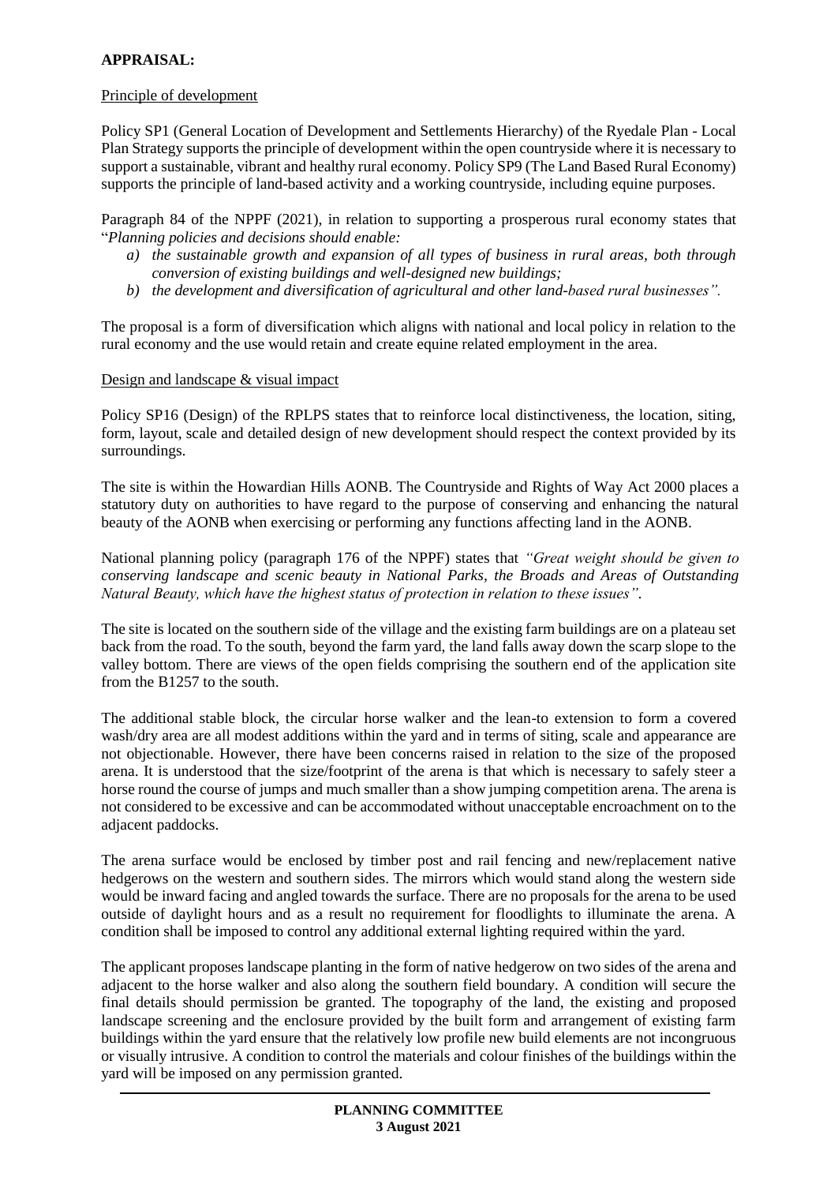**APPRAISAL:**

Principle of development

Policy SP1 (General Location of Development and Settlements Hierarchy) of the Ryedale Plan - Local Plan Strategy supports the principle of development within the open countryside where it is necessary to support a sustainable, vibrant and healthy rural economy. Policy SP9 (The Land Based Rural Economy) supports the principle of land-based activity and a working countryside, including equine purposes.

Paragraph 84 of the NPPF (2021), in relation to supporting a prosperous rural economy states that "*Planning policies and decisions should enable:*

- *a) the sustainable growth and expansion of all types of business in rural areas, both through conversion of existing buildings and well-designed new buildings;*
- *b) the development and diversification of agricultural and other land-based rural businesses".*

The proposal is a form of diversification which aligns with national and local policy in relation to the rural economy and the use would retain and create equine related employment in the area.

Design and landscape & visual impact

Policy SP16 (Design) of the RPLPS states that to reinforce local distinctiveness, the location, siting, form, layout, scale and detailed design of new development should respect the context provided by its surroundings.

The site is within the Howardian Hills AONB. The Countryside and Rights of Way Act 2000 places a statutory duty on authorities to have regard to the purpose of conserving and enhancing the natural beauty of the AONB when exercising or performing any functions affecting land in the AONB.

National planning policy (paragraph 176 of the NPPF) states that *"Great weight should be given to conserving landscape and scenic beauty in National Parks, the Broads and Areas of Outstanding Natural Beauty, which have the highest status of protection in relation to these issues"*.

The site is located on the southern side of the village and the existing farm buildings are on a plateau set back from the road. To the south, beyond the farm yard, the land falls away down the scarp slope to the valley bottom. There are views of the open fields comprising the southern end of the application site from the B1257 to the south.

The additional stable block, the circular horse walker and the lean-to extension to form a covered wash/dry area are all modest additions within the yard and in terms of siting, scale and appearance are not objectionable. However, there have been concerns raised in relation to the size of the proposed arena. It is understood that the size/footprint of the arena is that which is necessary to safely steer a horse round the course of jumps and much smaller than a show jumping competition arena. The arena is not considered to be excessive and can be accommodated without unacceptable encroachment on to the adjacent paddocks.

The arena surface would be enclosed by timber post and rail fencing and new/replacement native hedgerows on the western and southern sides. The mirrors which would stand along the western side would be inward facing and angled towards the surface. There are no proposals for the arena to be used outside of daylight hours and as a result no requirement for floodlights to illuminate the arena. A condition shall be imposed to control any additional external lighting required within the yard.

The applicant proposes landscape planting in the form of native hedgerow on two sides of the arena and adjacent to the horse walker and also along the southern field boundary. A condition will secure the final details should permission be granted. The topography of the land, the existing and proposed landscape screening and the enclosure provided by the built form and arrangement of existing farm buildings within the yard ensure that the relatively low profile new build elements are not incongruous or visually intrusive. A condition to control the materials and colour finishes of the buildings within the yard will be imposed on any permission granted.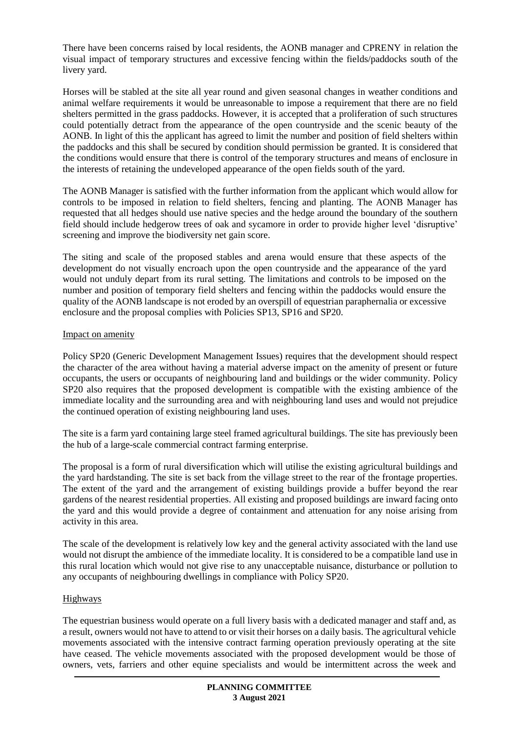There have been concerns raised by local residents, the AONB manager and CPRENY in relation the visual impact of temporary structures and excessive fencing within the fields/paddocks south of the livery yard.

Horses will be stabled at the site all year round and given seasonal changes in weather conditions and animal welfare requirements it would be unreasonable to impose a requirement that there are no field shelters permitted in the grass paddocks. However, it is accepted that a proliferation of such structures could potentially detract from the appearance of the open countryside and the scenic beauty of the AONB. In light of this the applicant has agreed to limit the number and position of field shelters within the paddocks and this shall be secured by condition should permission be granted. It is considered that the conditions would ensure that there is control of the temporary structures and means of enclosure in the interests of retaining the undeveloped appearance of the open fields south of the yard.

The AONB Manager is satisfied with the further information from the applicant which would allow for controls to be imposed in relation to field shelters, fencing and planting. The AONB Manager has requested that all hedges should use native species and the hedge around the boundary of the southern field should include hedgerow trees of oak and sycamore in order to provide higher level 'disruptive' screening and improve the biodiversity net gain score.

The siting and scale of the proposed stables and arena would ensure that these aspects of the development do not visually encroach upon the open countryside and the appearance of the yard would not unduly depart from its rural setting. The limitations and controls to be imposed on the number and position of temporary field shelters and fencing within the paddocks would ensure the quality of the AONB landscape is not eroded by an overspill of equestrian paraphernalia or excessive enclosure and the proposal complies with Policies SP13, SP16 and SP20.

## Impact on amenity

Policy SP20 (Generic Development Management Issues) requires that the development should respect the character of the area without having a material adverse impact on the amenity of present or future occupants, the users or occupants of neighbouring land and buildings or the wider community. Policy SP20 also requires that the proposed development is compatible with the existing ambience of the immediate locality and the surrounding area and with neighbouring land uses and would not prejudice the continued operation of existing neighbouring land uses.

The site is a farm yard containing large steel framed agricultural buildings. The site has previously been the hub of a large-scale commercial contract farming enterprise.

The proposal is a form of rural diversification which will utilise the existing agricultural buildings and the yard hardstanding. The site is set back from the village street to the rear of the frontage properties. The extent of the yard and the arrangement of existing buildings provide a buffer beyond the rear gardens of the nearest residential properties. All existing and proposed buildings are inward facing onto the yard and this would provide a degree of containment and attenuation for any noise arising from activity in this area.

The scale of the development is relatively low key and the general activity associated with the land use would not disrupt the ambience of the immediate locality. It is considered to be a compatible land use in this rural location which would not give rise to any unacceptable nuisance, disturbance or pollution to any occupants of neighbouring dwellings in compliance with Policy SP20.

## Highways

The equestrian business would operate on a full livery basis with a dedicated manager and staff and, as a result, owners would not have to attend to or visit their horses on a daily basis. The agricultural vehicle movements associated with the intensive contract farming operation previously operating at the site have ceased. The vehicle movements associated with the proposed development would be those of owners, vets, farriers and other equine specialists and would be intermittent across the week and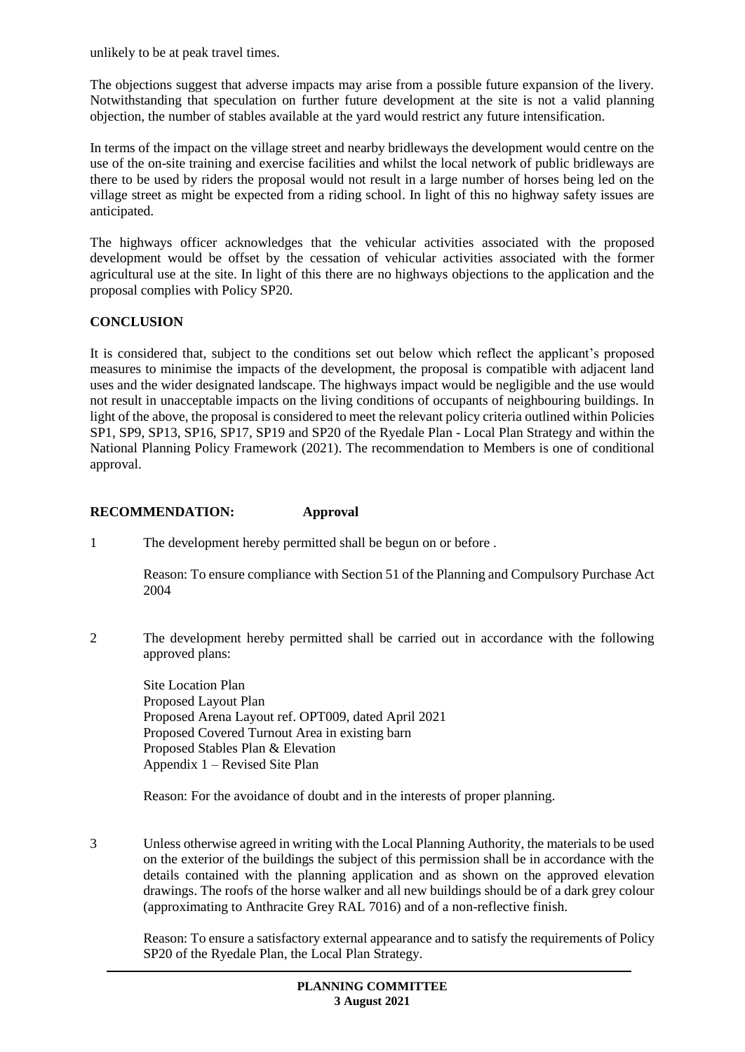unlikely to be at peak travel times.

The objections suggest that adverse impacts may arise from a possible future expansion of the livery. Notwithstanding that speculation on further future development at the site is not a valid planning objection, the number of stables available at the yard would restrict any future intensification.

In terms of the impact on the village street and nearby bridleways the development would centre on the use of the on-site training and exercise facilities and whilst the local network of public bridleways are there to be used by riders the proposal would not result in a large number of horses being led on the village street as might be expected from a riding school. In light of this no highway safety issues are anticipated.

The highways officer acknowledges that the vehicular activities associated with the proposed development would be offset by the cessation of vehicular activities associated with the former agricultural use at the site. In light of this there are no highways objections to the application and the proposal complies with Policy SP20.

**CONCLUSION**

It is considered that, subject to the conditions set out below which reflect the applicant's proposed measures to minimise the impacts of the development, the proposal is compatible with adjacent land uses and the wider designated landscape. The highways impact would be negligible and the use would not result in unacceptable impacts on the living conditions of occupants of neighbouring buildings. In light of the above, the proposal is considered to meet the relevant policy criteria outlined within Policies SP1, SP9, SP13, SP16, SP17, SP19 and SP20 of the Ryedale Plan - Local Plan Strategy and within the National Planning Policy Framework (2021). The recommendation to Members is one of conditional approval.

**RECOMMENDATION:** **Approval**

1 The development hereby permitted shall be begun on or before .

Reason: To ensure compliance with Section 51 of the Planning and Compulsory Purchase Act 2004

2 The development hereby permitted shall be carried out in accordance with the following approved plans:

Site Location Plan
Proposed Layout Plan
Proposed Arena Layout ref. OPT009, dated April 2021
Proposed Covered Turnout Area in existing barn
Proposed Stables Plan & Elevation
Appendix 1 – Revised Site Plan

Reason: For the avoidance of doubt and in the interests of proper planning.

3 Unless otherwise agreed in writing with the Local Planning Authority, the materials to be used on the exterior of the buildings the subject of this permission shall be in accordance with the details contained with the planning application and as shown on the approved elevation drawings. The roofs of the horse walker and all new buildings should be of a dark grey colour (approximating to Anthracite Grey RAL 7016) and of a non-reflective finish.

Reason: To ensure a satisfactory external appearance and to satisfy the requirements of Policy SP20 of the Ryedale Plan, the Local Plan Strategy.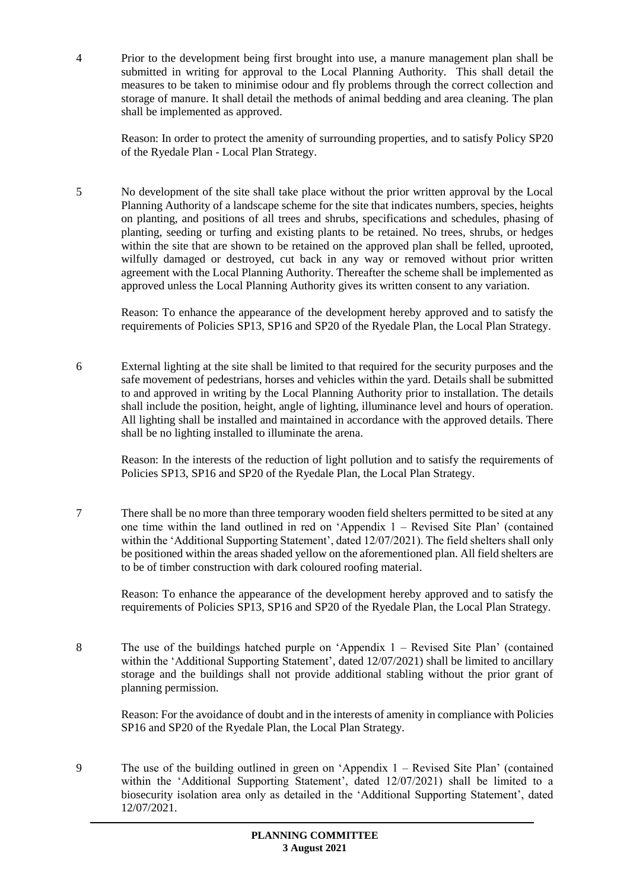4 Prior to the development being first brought into use, a manure management plan shall be submitted in writing for approval to the Local Planning Authority. This shall detail the measures to be taken to minimise odour and fly problems through the correct collection and storage of manure. It shall detail the methods of animal bedding and area cleaning. The plan shall be implemented as approved.

Reason: In order to protect the amenity of surrounding properties, and to satisfy Policy SP20 of the Ryedale Plan - Local Plan Strategy.

5 No development of the site shall take place without the prior written approval by the Local Planning Authority of a landscape scheme for the site that indicates numbers, species, heights on planting, and positions of all trees and shrubs, specifications and schedules, phasing of planting, seeding or turfing and existing plants to be retained. No trees, shrubs, or hedges within the site that are shown to be retained on the approved plan shall be felled, uprooted, wilfully damaged or destroyed, cut back in any way or removed without prior written agreement with the Local Planning Authority. Thereafter the scheme shall be implemented as approved unless the Local Planning Authority gives its written consent to any variation.

Reason: To enhance the appearance of the development hereby approved and to satisfy the requirements of Policies SP13, SP16 and SP20 of the Ryedale Plan, the Local Plan Strategy.

6 External lighting at the site shall be limited to that required for the security purposes and the safe movement of pedestrians, horses and vehicles within the yard. Details shall be submitted to and approved in writing by the Local Planning Authority prior to installation. The details shall include the position, height, angle of lighting, illuminance level and hours of operation. All lighting shall be installed and maintained in accordance with the approved details. There shall be no lighting installed to illuminate the arena.

Reason: In the interests of the reduction of light pollution and to satisfy the requirements of Policies SP13, SP16 and SP20 of the Ryedale Plan, the Local Plan Strategy.

7 There shall be no more than three temporary wooden field shelters permitted to be sited at any one time within the land outlined in red on 'Appendix 1 – Revised Site Plan' (contained within the 'Additional Supporting Statement', dated 12/07/2021). The field shelters shall only be positioned within the areas shaded yellow on the aforementioned plan. All field shelters are to be of timber construction with dark coloured roofing material.

Reason: To enhance the appearance of the development hereby approved and to satisfy the requirements of Policies SP13, SP16 and SP20 of the Ryedale Plan, the Local Plan Strategy.

8 The use of the buildings hatched purple on 'Appendix 1 – Revised Site Plan' (contained within the 'Additional Supporting Statement', dated 12/07/2021) shall be limited to ancillary storage and the buildings shall not provide additional stabling without the prior grant of planning permission.

Reason: For the avoidance of doubt and in the interests of amenity in compliance with Policies SP16 and SP20 of the Ryedale Plan, the Local Plan Strategy.

9 The use of the building outlined in green on 'Appendix 1 – Revised Site Plan' (contained within the 'Additional Supporting Statement', dated 12/07/2021) shall be limited to a biosecurity isolation area only as detailed in the 'Additional Supporting Statement', dated 12/07/2021.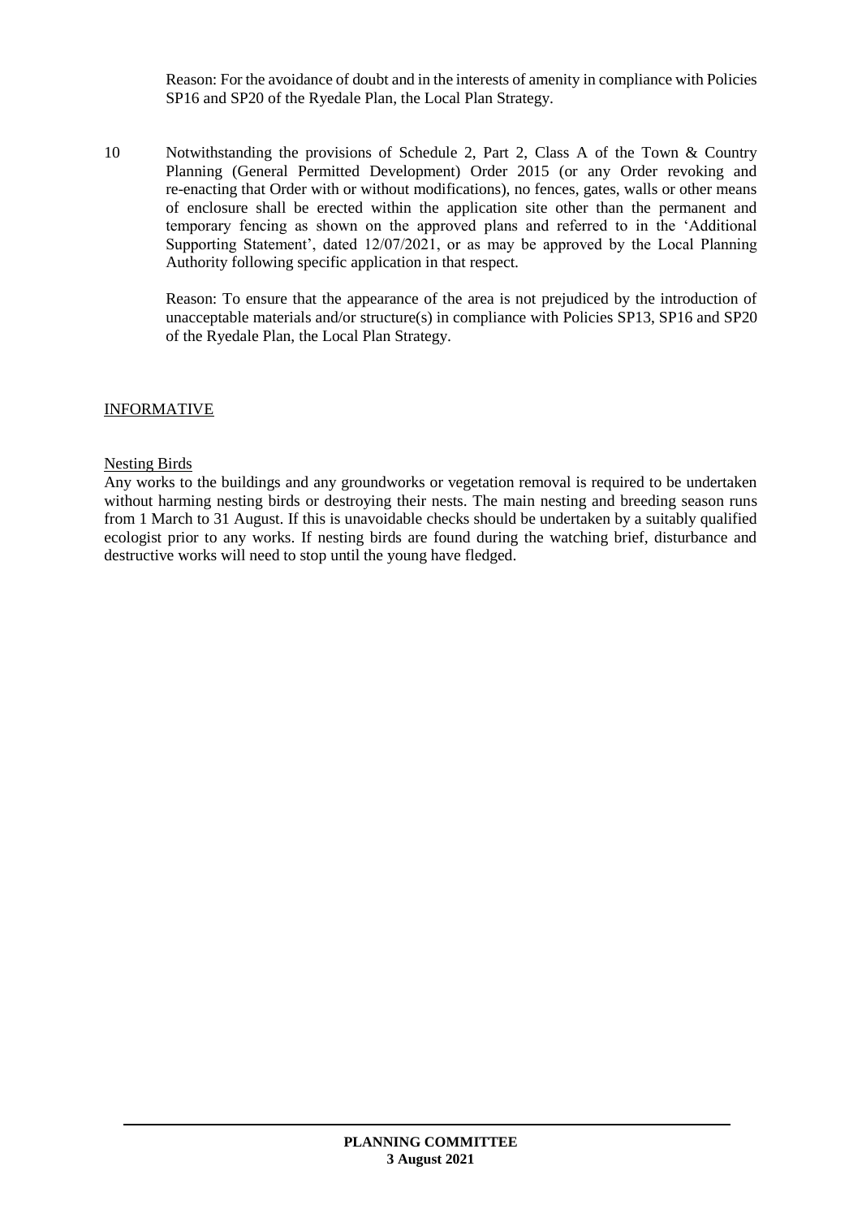Reason: For the avoidance of doubt and in the interests of amenity in compliance with Policies SP16 and SP20 of the Ryedale Plan, the Local Plan Strategy.

10 Notwithstanding the provisions of Schedule 2, Part 2, Class A of the Town & Country Planning (General Permitted Development) Order 2015 (or any Order revoking and re-enacting that Order with or without modifications), no fences, gates, walls or other means of enclosure shall be erected within the application site other than the permanent and temporary fencing as shown on the approved plans and referred to in the 'Additional Supporting Statement', dated 12/07/2021, or as may be approved by the Local Planning Authority following specific application in that respect.

Reason: To ensure that the appearance of the area is not prejudiced by the introduction of unacceptable materials and/or structure(s) in compliance with Policies SP13, SP16 and SP20 of the Ryedale Plan, the Local Plan Strategy.

## INFORMATIVE

### Nesting Birds

Any works to the buildings and any groundworks or vegetation removal is required to be undertaken without harming nesting birds or destroying their nests. The main nesting and breeding season runs from 1 March to 31 August. If this is unavoidable checks should be undertaken by a suitably qualified ecologist prior to any works. If nesting birds are found during the watching brief, disturbance and destructive works will need to stop until the young have fledged.